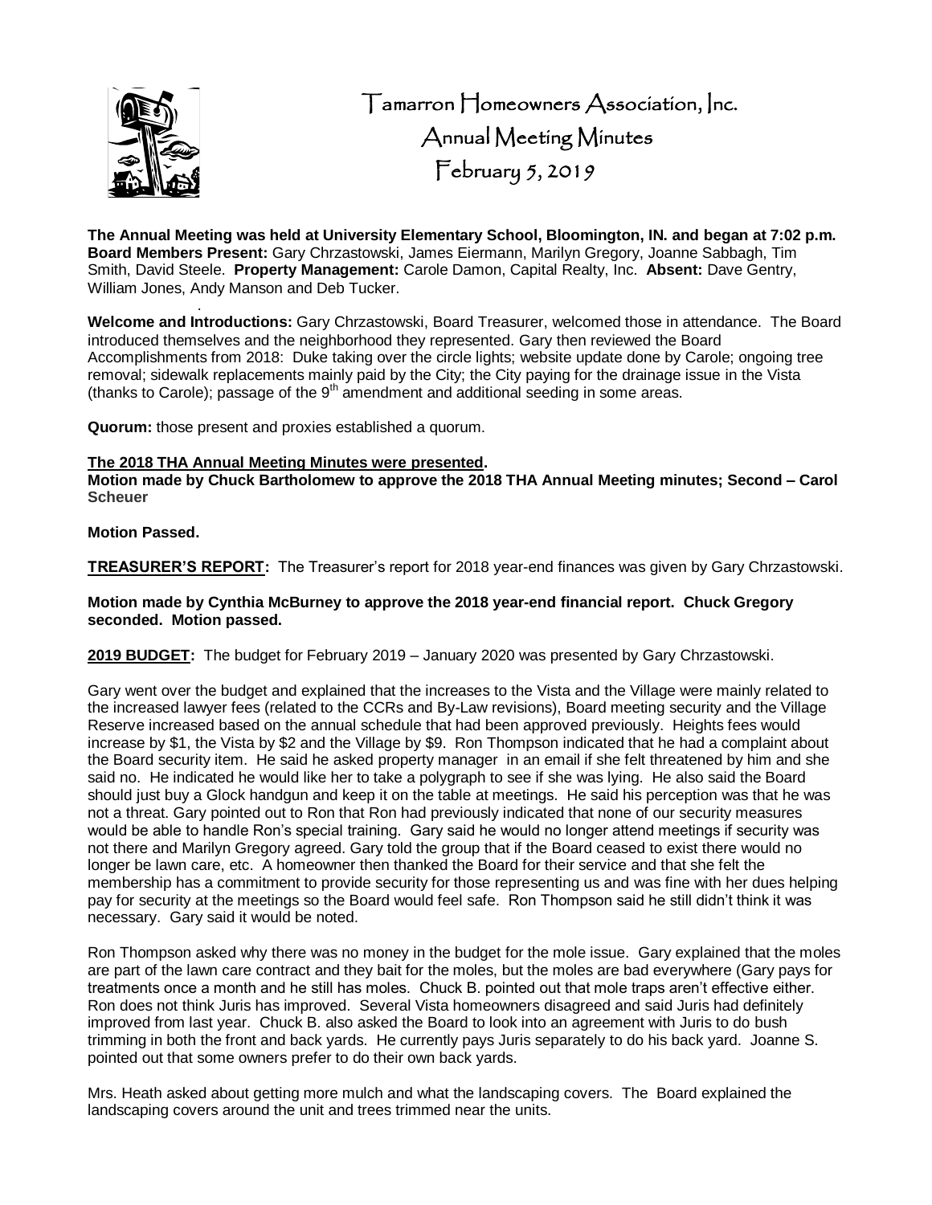# Tamarron Homeowners Association, Inc.
## Annual Meeting Minutes
## February 5, 2019

**The Annual Meeting was held at University Elementary School, Bloomington, IN. and began at 7:02 p.m. Board Members Present:** Gary Chrzastowski, James Eiermann, Marilyn Gregory, Joanne Sabbagh, Tim Smith, David Steele. **Property Management:** Carole Damon, Capital Realty, Inc. **Absent:** Dave Gentry, William Jones, Andy Manson and Deb Tucker.

**Welcome and Introductions:** Gary Chrzastowski, Board Treasurer, welcomed those in attendance. The Board introduced themselves and the neighborhood they represented. Gary then reviewed the Board Accomplishments from 2018: Duke taking over the circle lights; website update done by Carole; ongoing tree removal; sidewalk replacements mainly paid by the City; the City paying for the drainage issue in the Vista (thanks to Carole); passage of the 9th amendment and additional seeding in some areas.

**Quorum:** those present and proxies established a quorum.

**The 2018 THA Annual Meeting Minutes were presented.**
**Motion made by Chuck Bartholomew to approve the 2018 THA Annual Meeting minutes; Second – Carol Scheuer**

**Motion Passed.**

**TREASURER'S REPORT:** The Treasurer's report for 2018 year-end finances was given by Gary Chrzastowski.

**Motion made by Cynthia McBurney to approve the 2018 year-end financial report. Chuck Gregory seconded. Motion passed.**

**2019 BUDGET:** The budget for February 2019 – January 2020 was presented by Gary Chrzastowski.

Gary went over the budget and explained that the increases to the Vista and the Village were mainly related to the increased lawyer fees (related to the CCRs and By-Law revisions), Board meeting security and the Village Reserve increased based on the annual schedule that had been approved previously. Heights fees would increase by $1, the Vista by $2 and the Village by $9. Ron Thompson indicated that he had a complaint about the Board security item. He said he asked property manager in an email if she felt threatened by him and she said no. He indicated he would like her to take a polygraph to see if she was lying. He also said the Board should just buy a Glock handgun and keep it on the table at meetings. He said his perception was that he was not a threat. Gary pointed out to Ron that Ron had previously indicated that none of our security measures would be able to handle Ron's special training. Gary said he would no longer attend meetings if security was not there and Marilyn Gregory agreed. Gary told the group that if the Board ceased to exist there would no longer be lawn care, etc. A homeowner then thanked the Board for their service and that she felt the membership has a commitment to provide security for those representing us and was fine with her dues helping pay for security at the meetings so the Board would feel safe. Ron Thompson said he still didn't think it was necessary. Gary said it would be noted.

Ron Thompson asked why there was no money in the budget for the mole issue. Gary explained that the moles are part of the lawn care contract and they bait for the moles, but the moles are bad everywhere (Gary pays for treatments once a month and he still has moles. Chuck B. pointed out that mole traps aren't effective either. Ron does not think Juris has improved. Several Vista homeowners disagreed and said Juris had definitely improved from last year. Chuck B. also asked the Board to look into an agreement with Juris to do bush trimming in both the front and back yards. He currently pays Juris separately to do his back yard. Joanne S. pointed out that some owners prefer to do their own back yards.

Mrs. Heath asked about getting more mulch and what the landscaping covers. The Board explained the landscaping covers around the unit and trees trimmed near the units.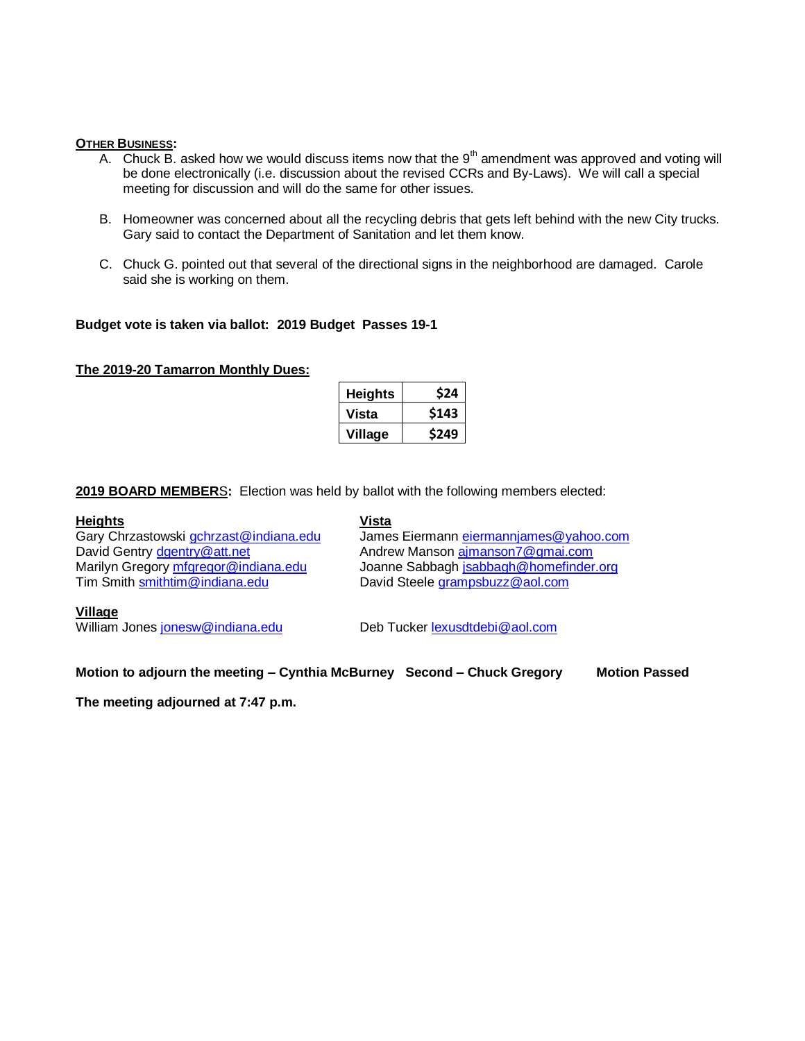**OTHER BUSINESS:**

A. Chuck B. asked how we would discuss items now that the 9th amendment was approved and voting will be done electronically (i.e. discussion about the revised CCRs and By-Laws). We will call a special meeting for discussion and will do the same for other issues.

B. Homeowner was concerned about all the recycling debris that gets left behind with the new City trucks. Gary said to contact the Department of Sanitation and let them know.

C. Chuck G. pointed out that several of the directional signs in the neighborhood are damaged. Carole said she is working on them.

**Budget vote is taken via ballot: 2019 Budget Passes 19-1**

**The 2019-20 Tamarron Monthly Dues:**

| | |
|---|---|
| **Heights** | **$24** |
| **Vista** | **$143** |
| **Village** | **$249** |

**2019 BOARD MEMBERS:** Election was held by ballot with the following members elected:

**Heights**
Gary Chrzastowski gchrzast@indiana.edu
David Gentry dgentry@att.net
Marilyn Gregory mfgregor@indiana.edu
Tim Smith smithtim@indiana.edu

**Vista**
James Eiermann eiermannjames@yahoo.com
Andrew Manson ajmanson7@gmai.com
Joanne Sabbagh jsabbagh@homefinder.org
David Steele grampsbuzz@aol.com

**Village**
William Jones jonesw@indiana.edu

Deb Tucker lexusdtdebi@aol.com

**Motion to adjourn the meeting – Cynthia McBurney Second – Chuck Gregory Motion Passed**

**The meeting adjourned at 7:47 p.m.**